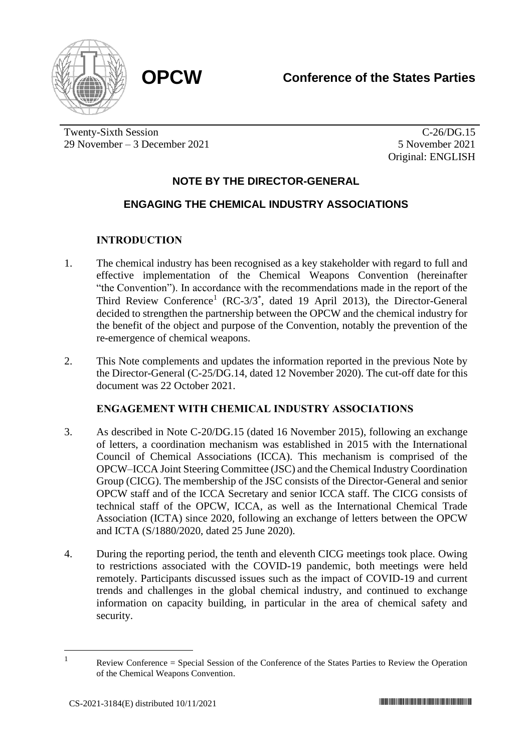**OPCW**

**Conference of the States Parties**

Twenty-Sixth Session
29 November – 3 December 2021

C-26/DG.15
5 November 2021
Original: ENGLISH

## NOTE BY THE DIRECTOR-GENERAL

## ENGAGING THE CHEMICAL INDUSTRY ASSOCIATIONS

### INTRODUCTION

1. The chemical industry has been recognised as a key stakeholder with regard to full and effective implementation of the Chemical Weapons Convention (hereinafter "the Convention"). In accordance with the recommendations made in the report of the Third Review Conference[1] (RC-3/3*, dated 19 April 2013), the Director-General decided to strengthen the partnership between the OPCW and the chemical industry for the benefit of the object and purpose of the Convention, notably the prevention of the re-emergence of chemical weapons.

2. This Note complements and updates the information reported in the previous Note by the Director-General (C-25/DG.14, dated 12 November 2020). The cut-off date for this document was 22 October 2021.

### ENGAGEMENT WITH CHEMICAL INDUSTRY ASSOCIATIONS

3. As described in Note C-20/DG.15 (dated 16 November 2015), following an exchange of letters, a coordination mechanism was established in 2015 with the International Council of Chemical Associations (ICCA). This mechanism is comprised of the OPCW–ICCA Joint Steering Committee (JSC) and the Chemical Industry Coordination Group (CICG). The membership of the JSC consists of the Director-General and senior OPCW staff and of the ICCA Secretary and senior ICCA staff. The CICG consists of technical staff of the OPCW, ICCA, as well as the International Chemical Trade Association (ICTA) since 2020, following an exchange of letters between the OPCW and ICTA (S/1880/2020, dated 25 June 2020).

4. During the reporting period, the tenth and eleventh CICG meetings took place. Owing to restrictions associated with the COVID-19 pandemic, both meetings were held remotely. Participants discussed issues such as the impact of COVID-19 and current trends and challenges in the global chemical industry, and continued to exchange information on capacity building, in particular in the area of chemical safety and security.

---

[1] Review Conference = Special Session of the Conference of the States Parties to Review the Operation of the Chemical Weapons Convention.

CS-2021-3184(E) distributed 10/11/2021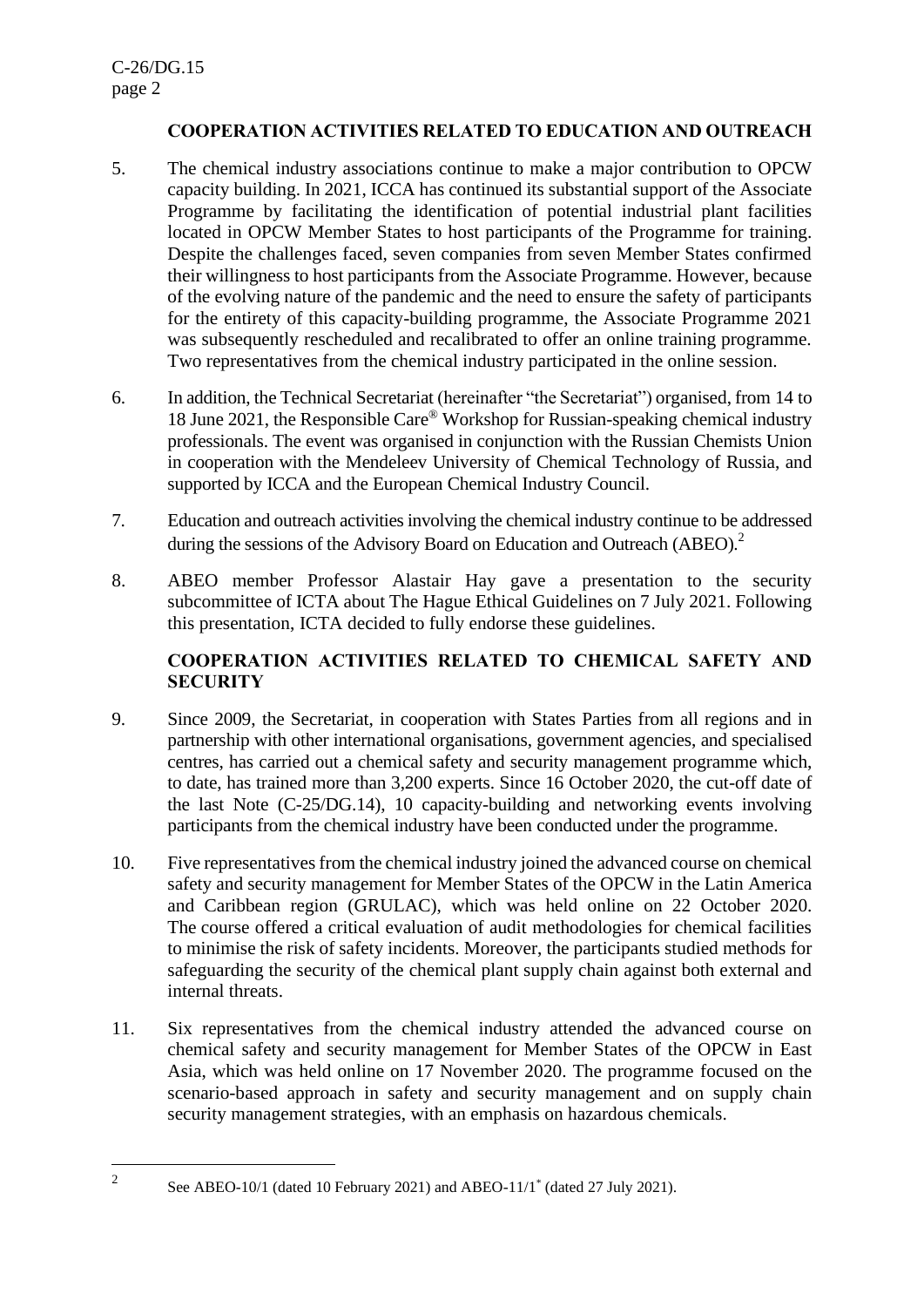## COOPERATION ACTIVITIES RELATED TO EDUCATION AND OUTREACH

5. The chemical industry associations continue to make a major contribution to OPCW capacity building. In 2021, ICCA has continued its substantial support of the Associate Programme by facilitating the identification of potential industrial plant facilities located in OPCW Member States to host participants of the Programme for training. Despite the challenges faced, seven companies from seven Member States confirmed their willingness to host participants from the Associate Programme. However, because of the evolving nature of the pandemic and the need to ensure the safety of participants for the entirety of this capacity-building programme, the Associate Programme 2021 was subsequently rescheduled and recalibrated to offer an online training programme. Two representatives from the chemical industry participated in the online session.

6. In addition, the Technical Secretariat (hereinafter "the Secretariat") organised, from 14 to 18 June 2021, the Responsible Care® Workshop for Russian-speaking chemical industry professionals. The event was organised in conjunction with the Russian Chemists Union in cooperation with the Mendeleev University of Chemical Technology of Russia, and supported by ICCA and the European Chemical Industry Council.

7. Education and outreach activities involving the chemical industry continue to be addressed during the sessions of the Advisory Board on Education and Outreach (ABEO).[2]

8. ABEO member Professor Alastair Hay gave a presentation to the security subcommittee of ICTA about The Hague Ethical Guidelines on 7 July 2021. Following this presentation, ICTA decided to fully endorse these guidelines.

## COOPERATION ACTIVITIES RELATED TO CHEMICAL SAFETY AND SECURITY

9. Since 2009, the Secretariat, in cooperation with States Parties from all regions and in partnership with other international organisations, government agencies, and specialised centres, has carried out a chemical safety and security management programme which, to date, has trained more than 3,200 experts. Since 16 October 2020, the cut-off date of the last Note (C-25/DG.14), 10 capacity-building and networking events involving participants from the chemical industry have been conducted under the programme.

10. Five representatives from the chemical industry joined the advanced course on chemical safety and security management for Member States of the OPCW in the Latin America and Caribbean region (GRULAC), which was held online on 22 October 2020. The course offered a critical evaluation of audit methodologies for chemical facilities to minimise the risk of safety incidents. Moreover, the participants studied methods for safeguarding the security of the chemical plant supply chain against both external and internal threats.

11. Six representatives from the chemical industry attended the advanced course on chemical safety and security management for Member States of the OPCW in East Asia, which was held online on 17 November 2020. The programme focused on the scenario-based approach in safety and security management and on supply chain security management strategies, with an emphasis on hazardous chemicals.

---

[2] See ABEO-10/1 (dated 10 February 2021) and ABEO-11/1* (dated 27 July 2021).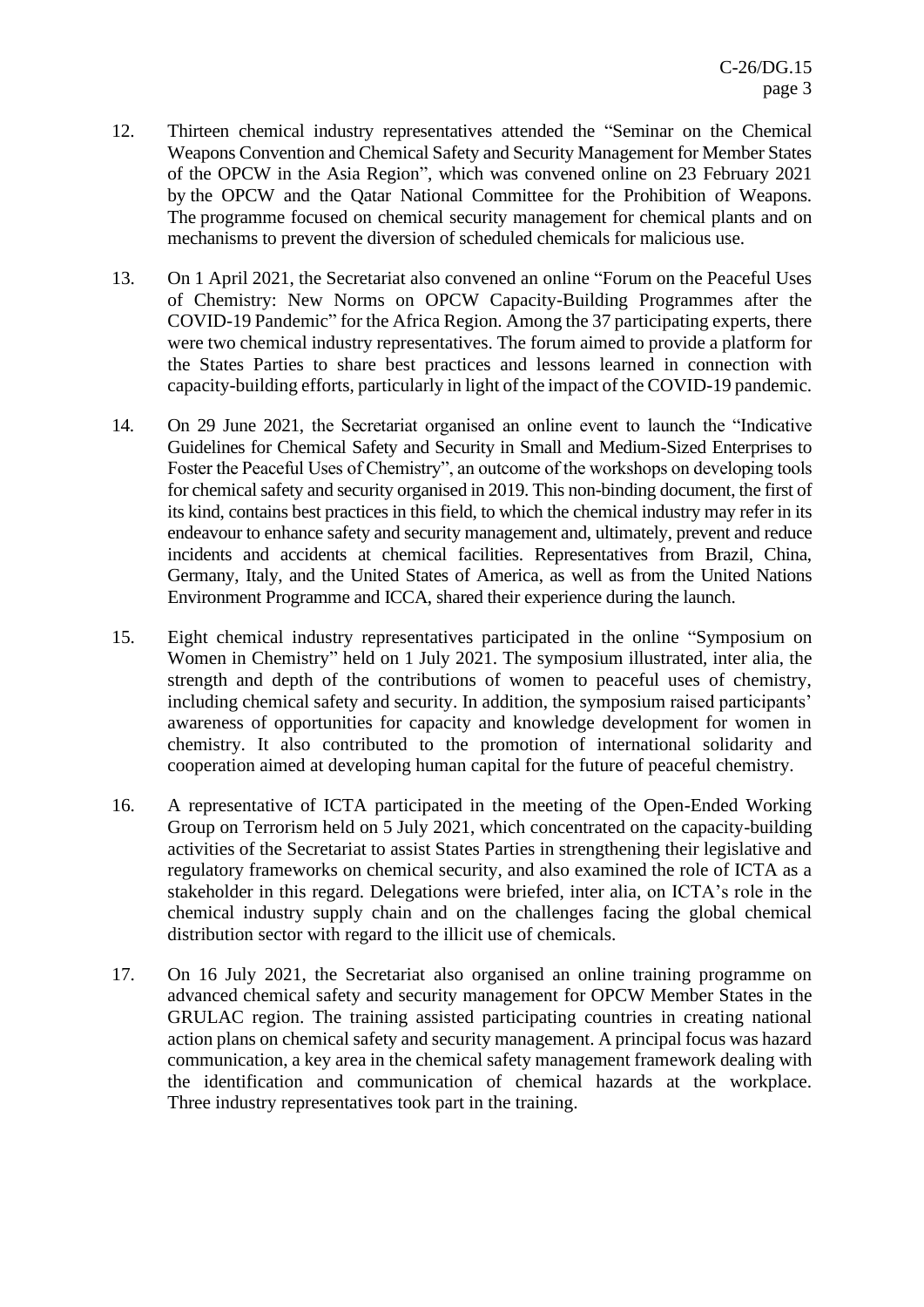12. Thirteen chemical industry representatives attended the "Seminar on the Chemical Weapons Convention and Chemical Safety and Security Management for Member States of the OPCW in the Asia Region", which was convened online on 23 February 2021 by the OPCW and the Qatar National Committee for the Prohibition of Weapons. The programme focused on chemical security management for chemical plants and on mechanisms to prevent the diversion of scheduled chemicals for malicious use.

13. On 1 April 2021, the Secretariat also convened an online "Forum on the Peaceful Uses of Chemistry: New Norms on OPCW Capacity-Building Programmes after the COVID-19 Pandemic" for the Africa Region. Among the 37 participating experts, there were two chemical industry representatives. The forum aimed to provide a platform for the States Parties to share best practices and lessons learned in connection with capacity-building efforts, particularly in light of the impact of the COVID-19 pandemic.

14. On 29 June 2021, the Secretariat organised an online event to launch the "Indicative Guidelines for Chemical Safety and Security in Small and Medium-Sized Enterprises to Foster the Peaceful Uses of Chemistry", an outcome of the workshops on developing tools for chemical safety and security organised in 2019. This non-binding document, the first of its kind, contains best practices in this field, to which the chemical industry may refer in its endeavour to enhance safety and security management and, ultimately, prevent and reduce incidents and accidents at chemical facilities. Representatives from Brazil, China, Germany, Italy, and the United States of America, as well as from the United Nations Environment Programme and ICCA, shared their experience during the launch.

15. Eight chemical industry representatives participated in the online "Symposium on Women in Chemistry" held on 1 July 2021. The symposium illustrated, inter alia, the strength and depth of the contributions of women to peaceful uses of chemistry, including chemical safety and security. In addition, the symposium raised participants' awareness of opportunities for capacity and knowledge development for women in chemistry. It also contributed to the promotion of international solidarity and cooperation aimed at developing human capital for the future of peaceful chemistry.

16. A representative of ICTA participated in the meeting of the Open-Ended Working Group on Terrorism held on 5 July 2021, which concentrated on the capacity-building activities of the Secretariat to assist States Parties in strengthening their legislative and regulatory frameworks on chemical security, and also examined the role of ICTA as a stakeholder in this regard. Delegations were briefed, inter alia, on ICTA's role in the chemical industry supply chain and on the challenges facing the global chemical distribution sector with regard to the illicit use of chemicals.

17. On 16 July 2021, the Secretariat also organised an online training programme on advanced chemical safety and security management for OPCW Member States in the GRULAC region. The training assisted participating countries in creating national action plans on chemical safety and security management. A principal focus was hazard communication, a key area in the chemical safety management framework dealing with the identification and communication of chemical hazards at the workplace. Three industry representatives took part in the training.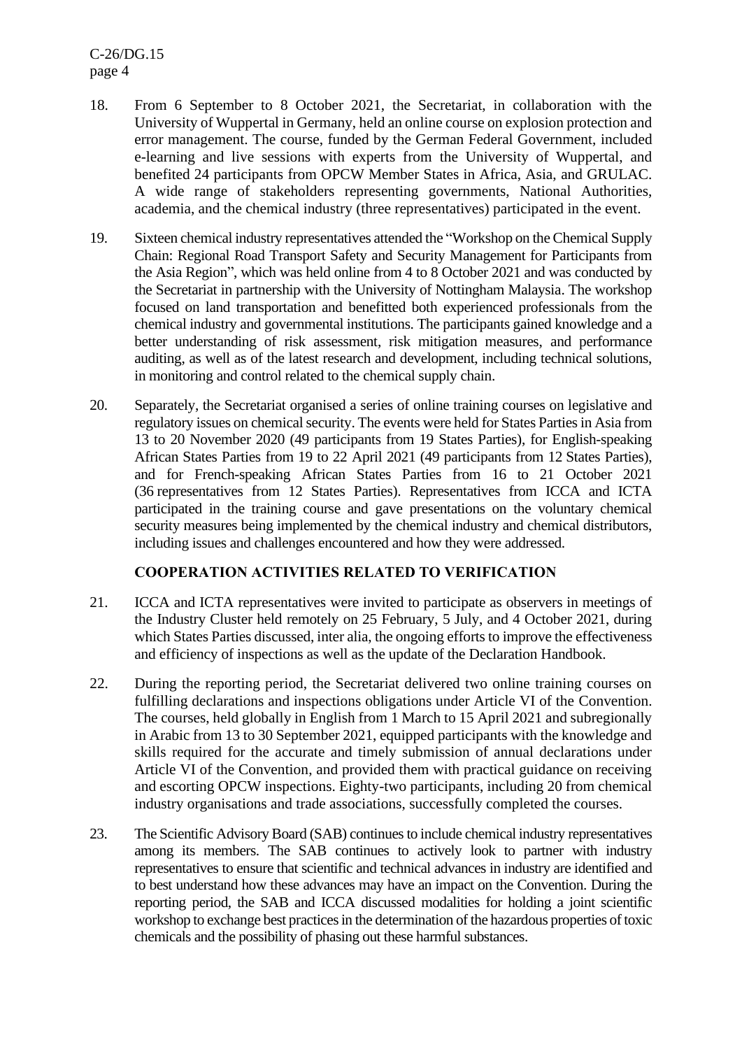18. From 6 September to 8 October 2021, the Secretariat, in collaboration with the University of Wuppertal in Germany, held an online course on explosion protection and error management. The course, funded by the German Federal Government, included e-learning and live sessions with experts from the University of Wuppertal, and benefited 24 participants from OPCW Member States in Africa, Asia, and GRULAC. A wide range of stakeholders representing governments, National Authorities, academia, and the chemical industry (three representatives) participated in the event.

19. Sixteen chemical industry representatives attended the "Workshop on the Chemical Supply Chain: Regional Road Transport Safety and Security Management for Participants from the Asia Region", which was held online from 4 to 8 October 2021 and was conducted by the Secretariat in partnership with the University of Nottingham Malaysia. The workshop focused on land transportation and benefitted both experienced professionals from the chemical industry and governmental institutions. The participants gained knowledge and a better understanding of risk assessment, risk mitigation measures, and performance auditing, as well as of the latest research and development, including technical solutions, in monitoring and control related to the chemical supply chain.

20. Separately, the Secretariat organised a series of online training courses on legislative and regulatory issues on chemical security. The events were held for States Parties in Asia from 13 to 20 November 2020 (49 participants from 19 States Parties), for English-speaking African States Parties from 19 to 22 April 2021 (49 participants from 12 States Parties), and for French-speaking African States Parties from 16 to 21 October 2021 (36 representatives from 12 States Parties). Representatives from ICCA and ICTA participated in the training course and gave presentations on the voluntary chemical security measures being implemented by the chemical industry and chemical distributors, including issues and challenges encountered and how they were addressed.

## COOPERATION ACTIVITIES RELATED TO VERIFICATION

21. ICCA and ICTA representatives were invited to participate as observers in meetings of the Industry Cluster held remotely on 25 February, 5 July, and 4 October 2021, during which States Parties discussed, inter alia, the ongoing efforts to improve the effectiveness and efficiency of inspections as well as the update of the Declaration Handbook.

22. During the reporting period, the Secretariat delivered two online training courses on fulfilling declarations and inspections obligations under Article VI of the Convention. The courses, held globally in English from 1 March to 15 April 2021 and subregionally in Arabic from 13 to 30 September 2021, equipped participants with the knowledge and skills required for the accurate and timely submission of annual declarations under Article VI of the Convention, and provided them with practical guidance on receiving and escorting OPCW inspections. Eighty-two participants, including 20 from chemical industry organisations and trade associations, successfully completed the courses.

23. The Scientific Advisory Board (SAB) continues to include chemical industry representatives among its members. The SAB continues to actively look to partner with industry representatives to ensure that scientific and technical advances in industry are identified and to best understand how these advances may have an impact on the Convention. During the reporting period, the SAB and ICCA discussed modalities for holding a joint scientific workshop to exchange best practices in the determination of the hazardous properties of toxic chemicals and the possibility of phasing out these harmful substances.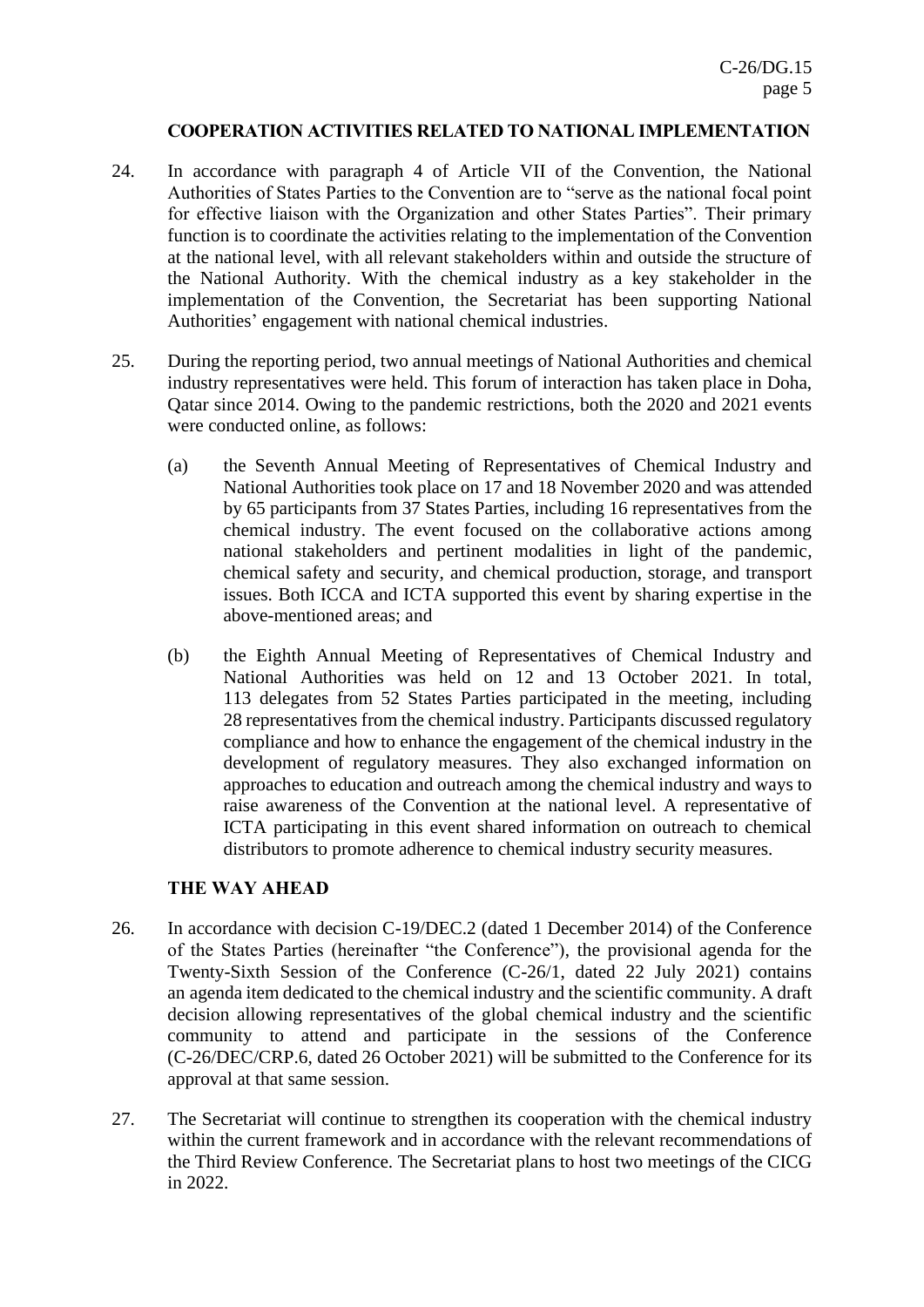## COOPERATION ACTIVITIES RELATED TO NATIONAL IMPLEMENTATION

24. In accordance with paragraph 4 of Article VII of the Convention, the National Authorities of States Parties to the Convention are to "serve as the national focal point for effective liaison with the Organization and other States Parties". Their primary function is to coordinate the activities relating to the implementation of the Convention at the national level, with all relevant stakeholders within and outside the structure of the National Authority. With the chemical industry as a key stakeholder in the implementation of the Convention, the Secretariat has been supporting National Authorities' engagement with national chemical industries.

25. During the reporting period, two annual meetings of National Authorities and chemical industry representatives were held. This forum of interaction has taken place in Doha, Qatar since 2014. Owing to the pandemic restrictions, both the 2020 and 2021 events were conducted online, as follows:

    (a) the Seventh Annual Meeting of Representatives of Chemical Industry and National Authorities took place on 17 and 18 November 2020 and was attended by 65 participants from 37 States Parties, including 16 representatives from the chemical industry. The event focused on the collaborative actions among national stakeholders and pertinent modalities in light of the pandemic, chemical safety and security, and chemical production, storage, and transport issues. Both ICCA and ICTA supported this event by sharing expertise in the above-mentioned areas; and

    (b) the Eighth Annual Meeting of Representatives of Chemical Industry and National Authorities was held on 12 and 13 October 2021. In total, 113 delegates from 52 States Parties participated in the meeting, including 28 representatives from the chemical industry. Participants discussed regulatory compliance and how to enhance the engagement of the chemical industry in the development of regulatory measures. They also exchanged information on approaches to education and outreach among the chemical industry and ways to raise awareness of the Convention at the national level. A representative of ICTA participating in this event shared information on outreach to chemical distributors to promote adherence to chemical industry security measures.

## THE WAY AHEAD

26. In accordance with decision C-19/DEC.2 (dated 1 December 2014) of the Conference of the States Parties (hereinafter "the Conference"), the provisional agenda for the Twenty-Sixth Session of the Conference (C-26/1, dated 22 July 2021) contains an agenda item dedicated to the chemical industry and the scientific community. A draft decision allowing representatives of the global chemical industry and the scientific community to attend and participate in the sessions of the Conference (C-26/DEC/CRP.6, dated 26 October 2021) will be submitted to the Conference for its approval at that same session.

27. The Secretariat will continue to strengthen its cooperation with the chemical industry within the current framework and in accordance with the relevant recommendations of the Third Review Conference. The Secretariat plans to host two meetings of the CICG in 2022.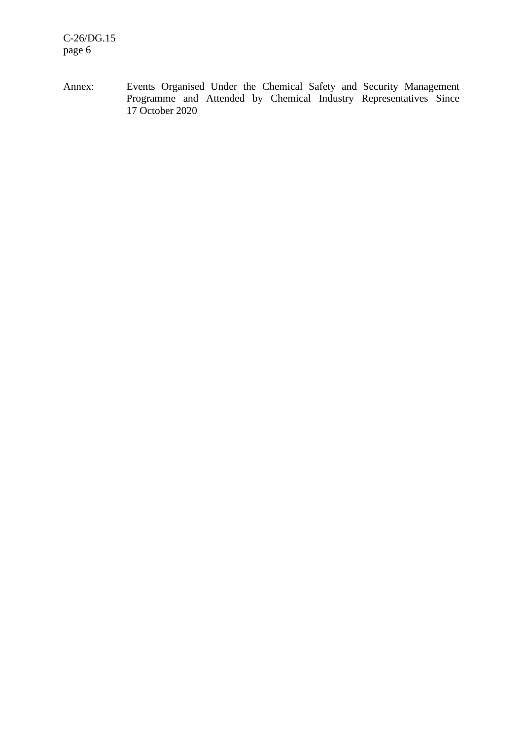Annex: Events Organised Under the Chemical Safety and Security Management Programme and Attended by Chemical Industry Representatives Since 17 October 2020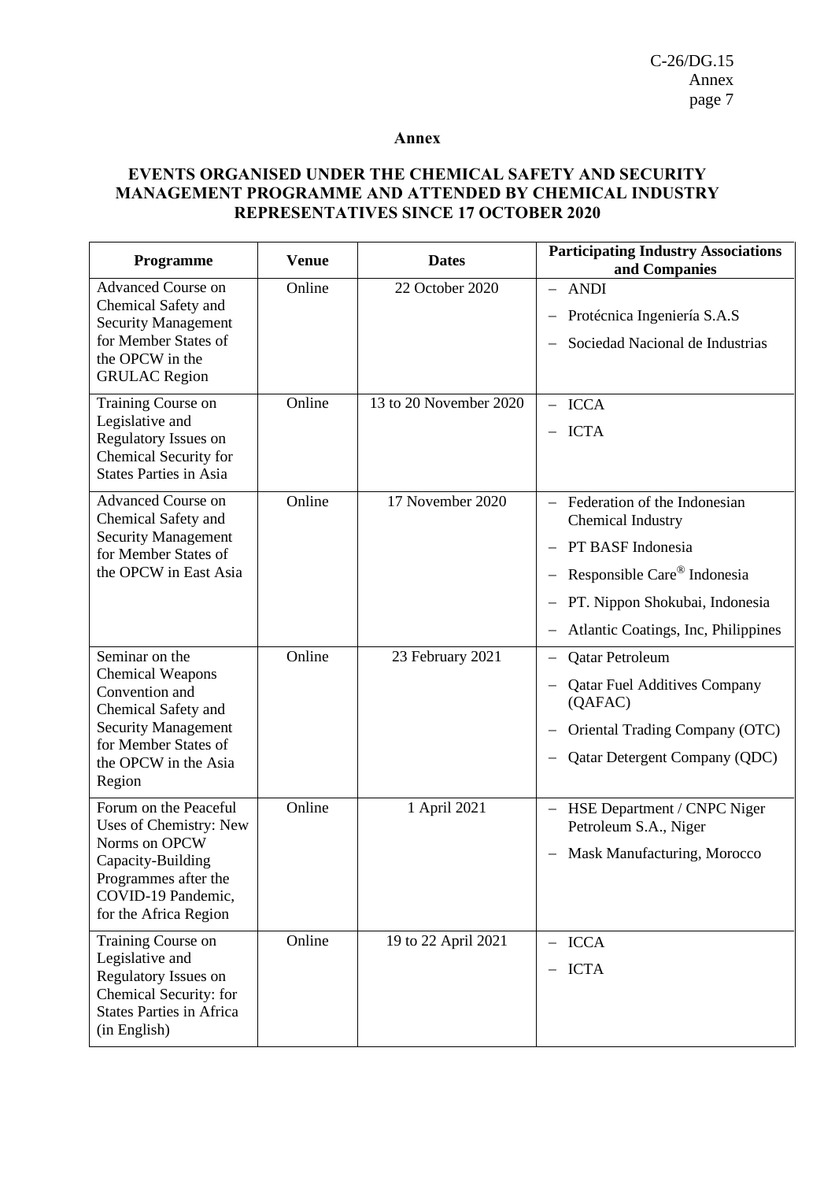## Annex

## EVENTS ORGANISED UNDER THE CHEMICAL SAFETY AND SECURITY MANAGEMENT PROGRAMME AND ATTENDED BY CHEMICAL INDUSTRY REPRESENTATIVES SINCE 17 OCTOBER 2020

| Programme | Venue | Dates | Participating Industry Associations and Companies |
|---|---|---|---|
| Advanced Course on Chemical Safety and Security Management for Member States of the OPCW in the GRULAC Region | Online | 22 October 2020 | – ANDI<br>– Protécnica Ingeniería S.A.S<br>– Sociedad Nacional de Industrias |
| Training Course on Legislative and Regulatory Issues on Chemical Security for States Parties in Asia | Online | 13 to 20 November 2020 | – ICCA<br>– ICTA |
| Advanced Course on Chemical Safety and Security Management for Member States of the OPCW in East Asia | Online | 17 November 2020 | – Federation of the Indonesian Chemical Industry<br>– PT BASF Indonesia<br>– Responsible Care® Indonesia<br>– PT. Nippon Shokubai, Indonesia<br>– Atlantic Coatings, Inc, Philippines |
| Seminar on the Chemical Weapons Convention and Chemical Safety and Security Management for Member States of the OPCW in the Asia Region | Online | 23 February 2021 | – Qatar Petroleum<br>– Qatar Fuel Additives Company (QAFAC)<br>– Oriental Trading Company (OTC)<br>– Qatar Detergent Company (QDC) |
| Forum on the Peaceful Uses of Chemistry: New Norms on OPCW Capacity-Building Programmes after the COVID-19 Pandemic, for the Africa Region | Online | 1 April 2021 | – HSE Department / CNPC Niger Petroleum S.A., Niger<br>– Mask Manufacturing, Morocco |
| Training Course on Legislative and Regulatory Issues on Chemical Security: for States Parties in Africa (in English) | Online | 19 to 22 April 2021 | – ICCA<br>– ICTA |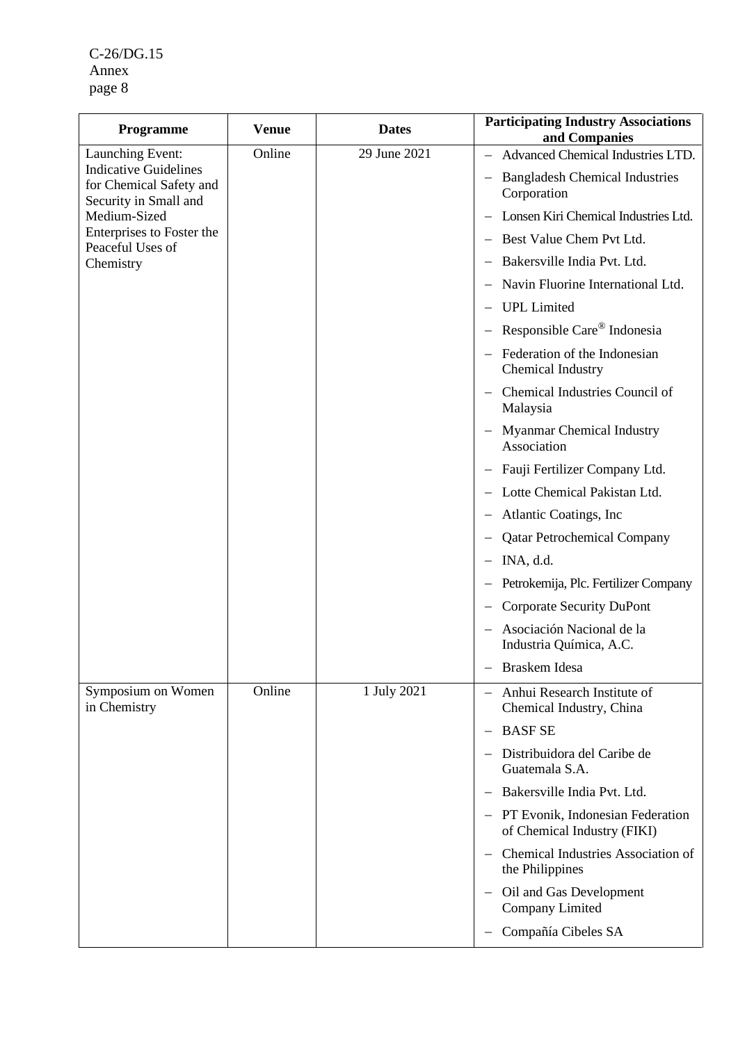| Programme | Venue | Dates | Participating Industry Associations and Companies |
|---|---|---|---|
| Launching Event: Indicative Guidelines for Chemical Safety and Security in Small and Medium-Sized Enterprises to Foster the Peaceful Uses of Chemistry | Online | 29 June 2021 | – Advanced Chemical Industries LTD.<br>– Bangladesh Chemical Industries Corporation<br>– Lonsen Kiri Chemical Industries Ltd.<br>– Best Value Chem Pvt Ltd.<br>– Bakersville India Pvt. Ltd.<br>– Navin Fluorine International Ltd.<br>– UPL Limited<br>– Responsible Care® Indonesia<br>– Federation of the Indonesian Chemical Industry<br>– Chemical Industries Council of Malaysia<br>– Myanmar Chemical Industry Association<br>– Fauji Fertilizer Company Ltd.<br>– Lotte Chemical Pakistan Ltd.<br>– Atlantic Coatings, Inc<br>– Qatar Petrochemical Company<br>– INA, d.d.<br>– Petrokemija, Plc. Fertilizer Company<br>– Corporate Security DuPont<br>– Asociación Nacional de la Industria Química, A.C.<br>– Braskem Idesa |
| Symposium on Women in Chemistry | Online | 1 July 2021 | – Anhui Research Institute of Chemical Industry, China<br>– BASF SE<br>– Distribuidora del Caribe de Guatemala S.A.<br>– Bakersville India Pvt. Ltd.<br>– PT Evonik, Indonesian Federation of Chemical Industry (FIKI)<br>– Chemical Industries Association of the Philippines<br>– Oil and Gas Development Company Limited<br>– Compañía Cibeles SA |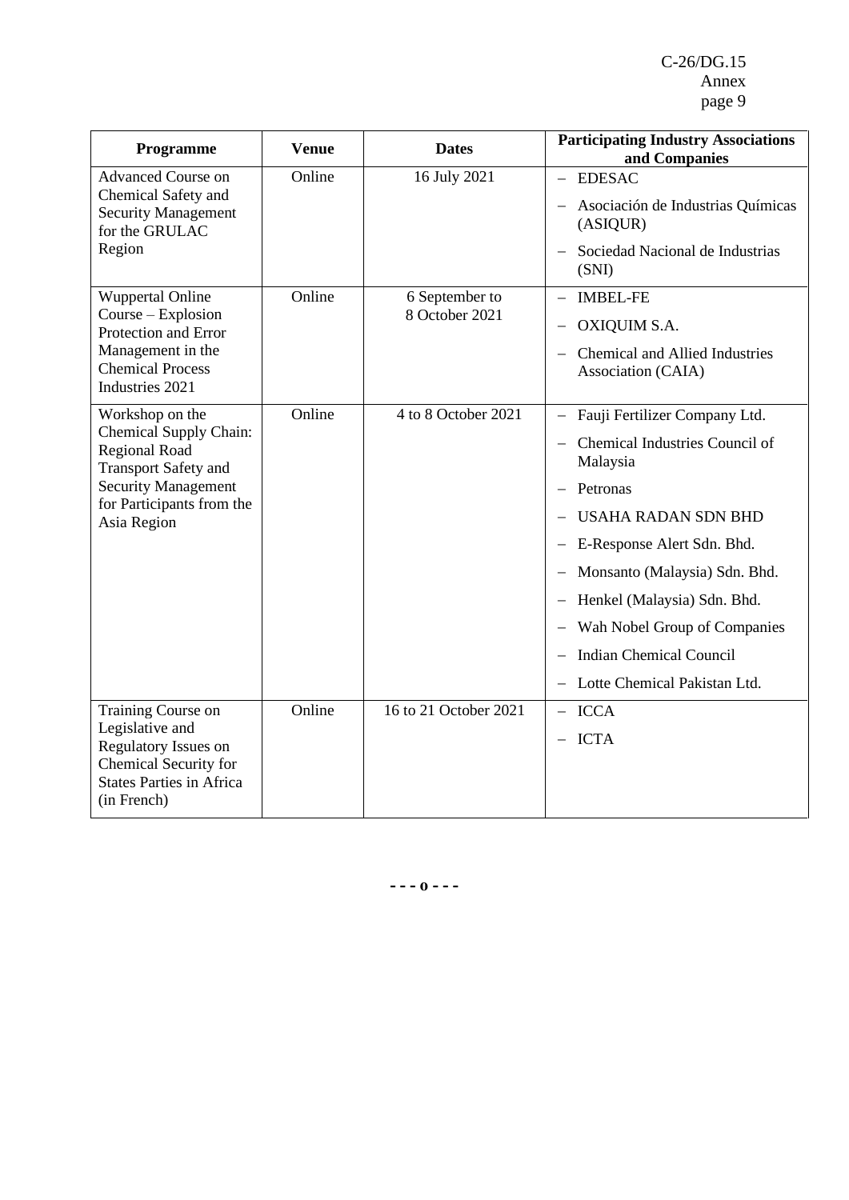| Programme | Venue | Dates | Participating Industry Associations and Companies |
|---|---|---|---|
| Advanced Course on Chemical Safety and Security Management for the GRULAC Region | Online | 16 July 2021 | – EDESAC<br>– Asociación de Industrias Químicas (ASIQUR)<br>– Sociedad Nacional de Industrias (SNI) |
| Wuppertal Online Course – Explosion Protection and Error Management in the Chemical Process Industries 2021 | Online | 6 September to 8 October 2021 | – IMBEL-FE<br>– OXIQUIM S.A.<br>– Chemical and Allied Industries Association (CAIA) |
| Workshop on the Chemical Supply Chain: Regional Road Transport Safety and Security Management for Participants from the Asia Region | Online | 4 to 8 October 2021 | – Fauji Fertilizer Company Ltd.<br>– Chemical Industries Council of Malaysia<br>– Petronas<br>– USAHA RADAN SDN BHD<br>– E-Response Alert Sdn. Bhd.<br>– Monsanto (Malaysia) Sdn. Bhd.<br>– Henkel (Malaysia) Sdn. Bhd.<br>– Wah Nobel Group of Companies<br>– Indian Chemical Council<br>– Lotte Chemical Pakistan Ltd. |
| Training Course on Legislative and Regulatory Issues on Chemical Security for States Parties in Africa (in French) | Online | 16 to 21 October 2021 | – ICCA<br>– ICTA |

- - - o - - -